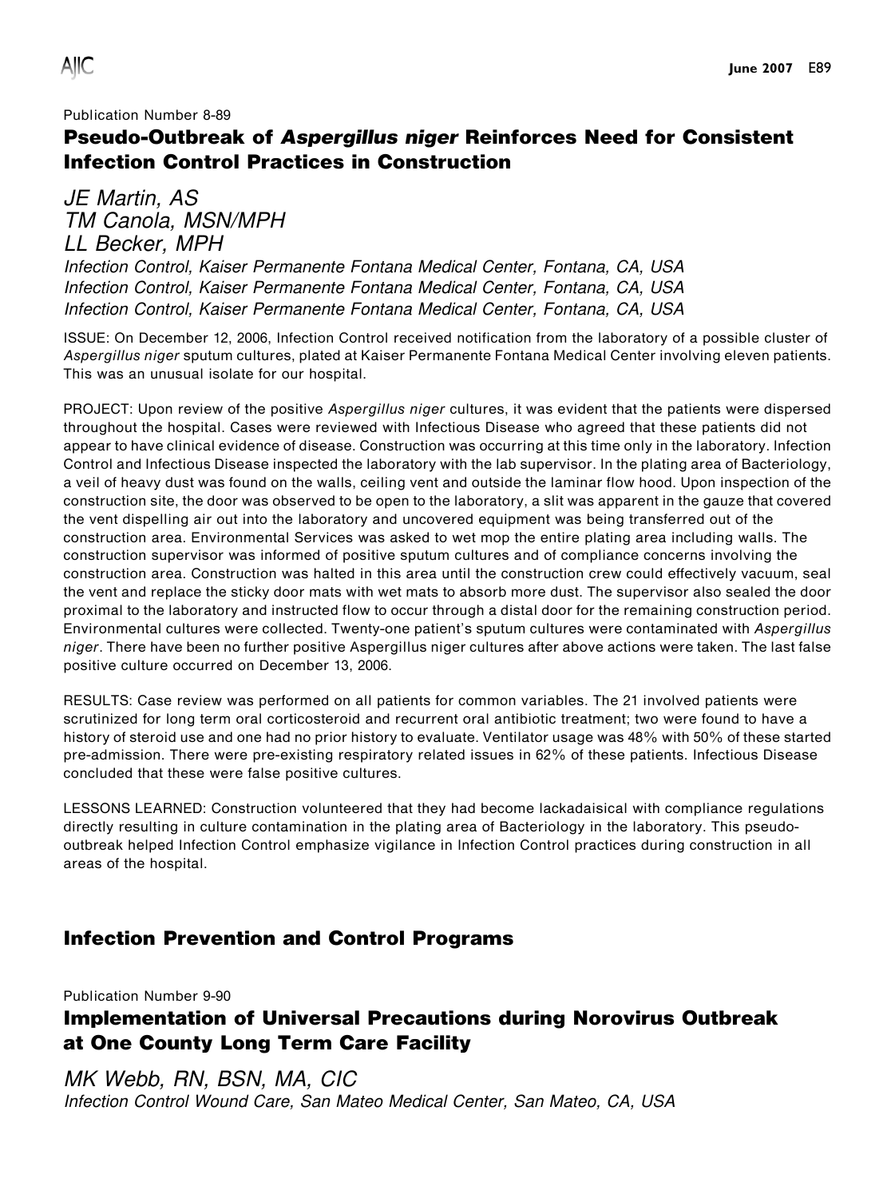Publication Number 8-89

## Pseudo-Outbreak of *Aspergillus niger* Reinforces Need for Consistent Infection Control Practices in Construction

*JE Martin, AS*
*TM Canola, MSN/MPH*
*LL Becker, MPH*
*Infection Control, Kaiser Permanente Fontana Medical Center, Fontana, CA, USA*
*Infection Control, Kaiser Permanente Fontana Medical Center, Fontana, CA, USA*
*Infection Control, Kaiser Permanente Fontana Medical Center, Fontana, CA, USA*

ISSUE: On December 12, 2006, Infection Control received notification from the laboratory of a possible cluster of *Aspergillus niger* sputum cultures, plated at Kaiser Permanente Fontana Medical Center involving eleven patients. This was an unusual isolate for our hospital.

PROJECT: Upon review of the positive *Aspergillus niger* cultures, it was evident that the patients were dispersed throughout the hospital. Cases were reviewed with Infectious Disease who agreed that these patients did not appear to have clinical evidence of disease. Construction was occurring at this time only in the laboratory. Infection Control and Infectious Disease inspected the laboratory with the lab supervisor. In the plating area of Bacteriology, a veil of heavy dust was found on the walls, ceiling vent and outside the laminar flow hood. Upon inspection of the construction site, the door was observed to be open to the laboratory, a slit was apparent in the gauze that covered the vent dispelling air out into the laboratory and uncovered equipment was being transferred out of the construction area. Environmental Services was asked to wet mop the entire plating area including walls. The construction supervisor was informed of positive sputum cultures and of compliance concerns involving the construction area. Construction was halted in this area until the construction crew could effectively vacuum, seal the vent and replace the sticky door mats with wet mats to absorb more dust. The supervisor also sealed the door proximal to the laboratory and instructed flow to occur through a distal door for the remaining construction period. Environmental cultures were collected. Twenty-one patient's sputum cultures were contaminated with *Aspergillus niger*. There have been no further positive Aspergillus niger cultures after above actions were taken. The last false positive culture occurred on December 13, 2006.

RESULTS: Case review was performed on all patients for common variables. The 21 involved patients were scrutinized for long term oral corticosteroid and recurrent oral antibiotic treatment; two were found to have a history of steroid use and one had no prior history to evaluate. Ventilator usage was 48% with 50% of these started pre-admission. There were pre-existing respiratory related issues in 62% of these patients. Infectious Disease concluded that these were false positive cultures.

LESSONS LEARNED: Construction volunteered that they had become lackadaisical with compliance regulations directly resulting in culture contamination in the plating area of Bacteriology in the laboratory. This pseudo-outbreak helped Infection Control emphasize vigilance in Infection Control practices during construction in all areas of the hospital.

# Infection Prevention and Control Programs

Publication Number 9-90

## Implementation of Universal Precautions during Norovirus Outbreak at One County Long Term Care Facility

*MK Webb, RN, BSN, MA, CIC*
*Infection Control Wound Care, San Mateo Medical Center, San Mateo, CA, USA*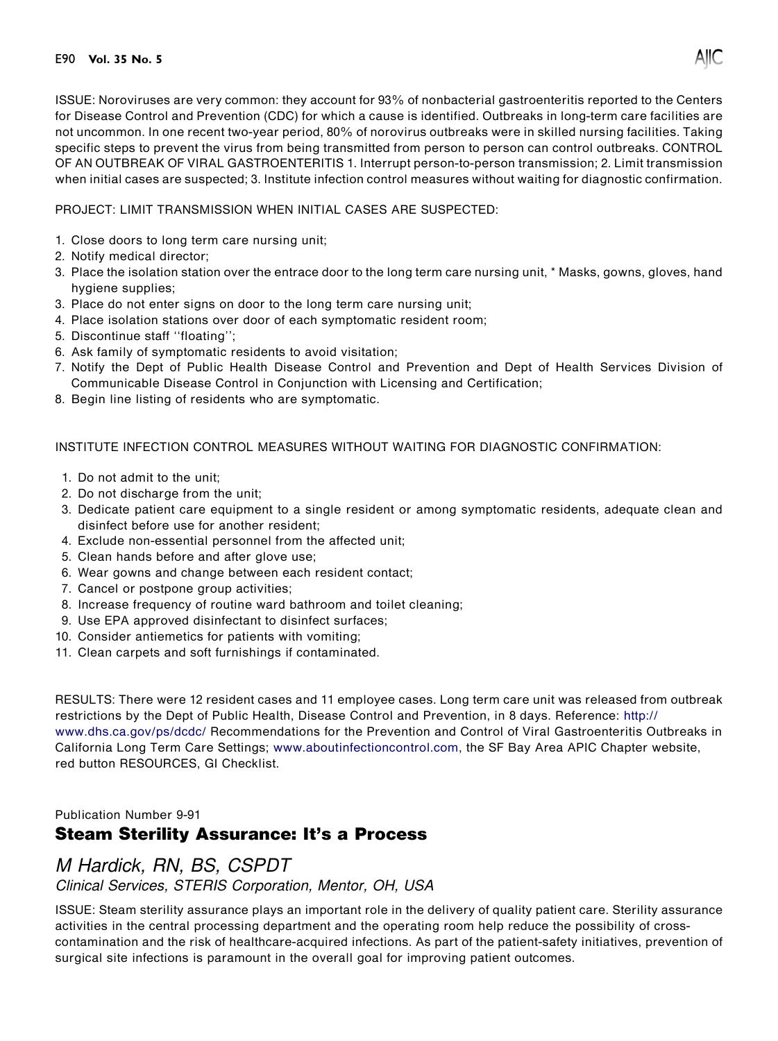ISSUE: Noroviruses are very common: they account for 93% of nonbacterial gastroenteritis reported to the Centers for Disease Control and Prevention (CDC) for which a cause is identified. Outbreaks in long-term care facilities are not uncommon. In one recent two-year period, 80% of norovirus outbreaks were in skilled nursing facilities. Taking specific steps to prevent the virus from being transmitted from person to person can control outbreaks. CONTROL OF AN OUTBREAK OF VIRAL GASTROENTERITIS 1. Interrupt person-to-person transmission; 2. Limit transmission when initial cases are suspected; 3. Institute infection control measures without waiting for diagnostic confirmation.

PROJECT: LIMIT TRANSMISSION WHEN INITIAL CASES ARE SUSPECTED:

1. Close doors to long term care nursing unit;
2. Notify medical director;
3. Place the isolation station over the entrace door to the long term care nursing unit, * Masks, gowns, gloves, hand hygiene supplies;
3. Place do not enter signs on door to the long term care nursing unit;
4. Place isolation stations over door of each symptomatic resident room;
5. Discontinue staff ''floating'';
6. Ask family of symptomatic residents to avoid visitation;
7. Notify the Dept of Public Health Disease Control and Prevention and Dept of Health Services Division of Communicable Disease Control in Conjunction with Licensing and Certification;
8. Begin line listing of residents who are symptomatic.

INSTITUTE INFECTION CONTROL MEASURES WITHOUT WAITING FOR DIAGNOSTIC CONFIRMATION:

1. Do not admit to the unit;
2. Do not discharge from the unit;
3. Dedicate patient care equipment to a single resident or among symptomatic residents, adequate clean and disinfect before use for another resident;
4. Exclude non-essential personnel from the affected unit;
5. Clean hands before and after glove use;
6. Wear gowns and change between each resident contact;
7. Cancel or postpone group activities;
8. Increase frequency of routine ward bathroom and toilet cleaning;
9. Use EPA approved disinfectant to disinfect surfaces;
10. Consider antiemetics for patients with vomiting;
11. Clean carpets and soft furnishings if contaminated.

RESULTS: There were 12 resident cases and 11 employee cases. Long term care unit was released from outbreak restrictions by the Dept of Public Health, Disease Control and Prevention, in 8 days. Reference: http://www.dhs.ca.gov/ps/dcdc/ Recommendations for the Prevention and Control of Viral Gastroenteritis Outbreaks in California Long Term Care Settings; www.aboutinfectioncontrol.com, the SF Bay Area APIC Chapter website, red button RESOURCES, GI Checklist.

Publication Number 9-91

## Steam Sterility Assurance: It's a Process

*M Hardick, RN, BS, CSPDT*

*Clinical Services, STERIS Corporation, Mentor, OH, USA*

ISSUE: Steam sterility assurance plays an important role in the delivery of quality patient care. Sterility assurance activities in the central processing department and the operating room help reduce the possibility of cross-contamination and the risk of healthcare-acquired infections. As part of the patient-safety initiatives, prevention of surgical site infections is paramount in the overall goal for improving patient outcomes.